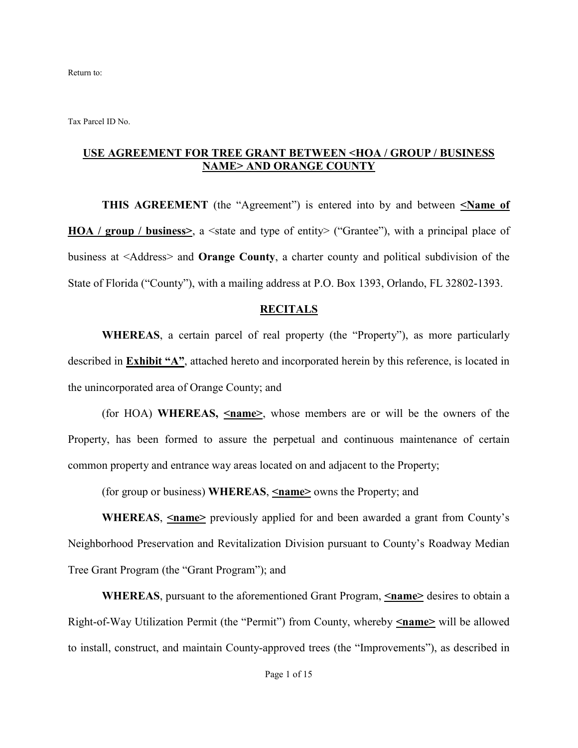Return to:

Tax Parcel ID No.

## **USE AGREEMENT FOR TREE GRANT BETWEEN <HOA / GROUP / BUSINESS NAME> AND ORANGE COUNTY**

**THIS AGREEMENT** (the "Agreement") is entered into by and between **<Name of HOA / group / business>**, a <state and type of entity> ("Grantee"), with a principal place of business at <Address> and **Orange County**, a charter county and political subdivision of the State of Florida ("County"), with a mailing address at P.O. Box 1393, Orlando, FL 32802-1393.

### **RECITALS**

**WHEREAS**, a certain parcel of real property (the "Property"), as more particularly described in **Exhibit "A"**, attached hereto and incorporated herein by this reference, is located in the unincorporated area of Orange County; and

(for HOA) **WHEREAS, <name>**, whose members are or will be the owners of the Property, has been formed to assure the perpetual and continuous maintenance of certain common property and entrance way areas located on and adjacent to the Property;

(for group or business) **WHEREAS**, **<name>** owns the Property; and

**WHEREAS**, **<name>** previously applied for and been awarded a grant from County's Neighborhood Preservation and Revitalization Division pursuant to County's Roadway Median Tree Grant Program (the "Grant Program"); and

**WHEREAS**, pursuant to the aforementioned Grant Program, **<name>** desires to obtain a Right-of-Way Utilization Permit (the "Permit") from County, whereby **<name>** will be allowed to install, construct, and maintain County-approved trees (the "Improvements"), as described in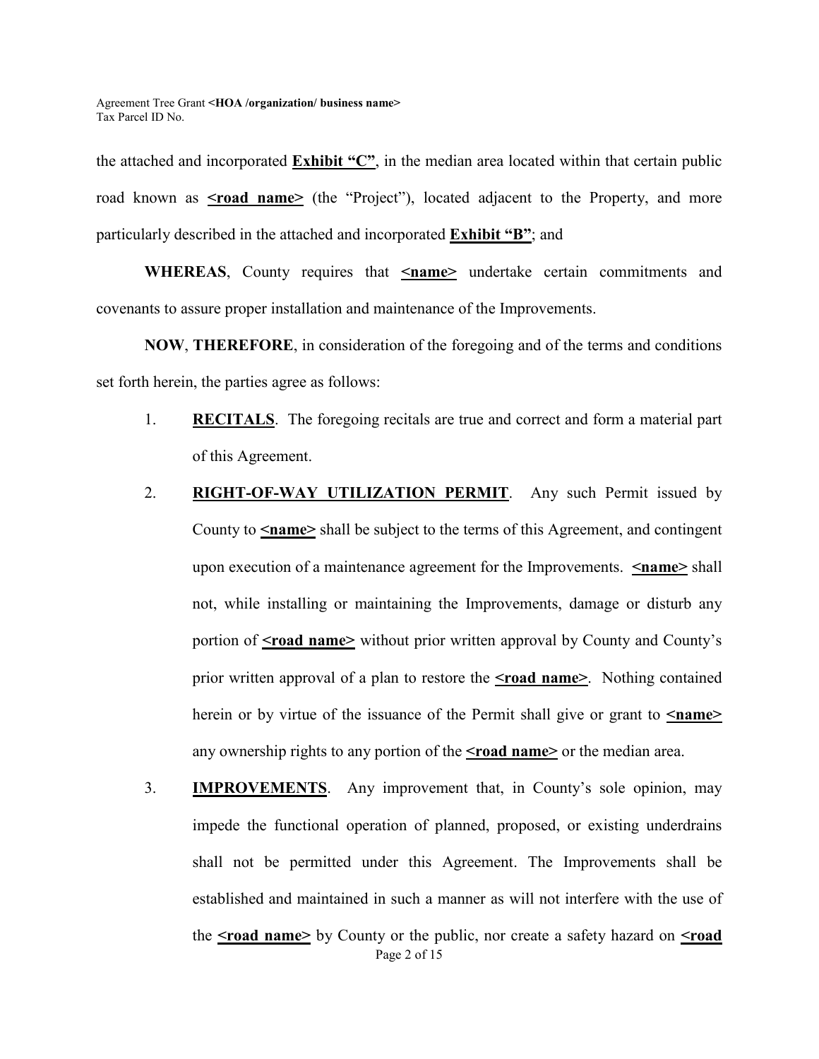the attached and incorporated **Exhibit "C"**, in the median area located within that certain public road known as **<road name>** (the "Project"), located adjacent to the Property, and more particularly described in the attached and incorporated **Exhibit "B"**; and

**WHEREAS**, County requires that **<name>** undertake certain commitments and covenants to assure proper installation and maintenance of the Improvements.

**NOW**, **THEREFORE**, in consideration of the foregoing and of the terms and conditions set forth herein, the parties agree as follows:

1. **RECITALS**. The foregoing recitals are true and correct and form a material part of this Agreement.

2. **RIGHT-OF-WAY UTILIZATION PERMIT**. Any such Permit issued by County to **<name>** shall be subject to the terms of this Agreement, and contingent upon execution of a maintenance agreement for the Improvements. **<name>** shall not, while installing or maintaining the Improvements, damage or disturb any portion of **<road name>** without prior written approval by County and County's prior written approval of a plan to restore the **<road name>**. Nothing contained herein or by virtue of the issuance of the Permit shall give or grant to **<name>** any ownership rights to any portion of the **<road name>** or the median area.

3. **IMPROVEMENTS**. Any improvement that, in County's sole opinion, may impede the functional operation of planned, proposed, or existing underdrains shall not be permitted under this Agreement. The Improvements shall be established and maintained in such a manner as will not interfere with the use of the **<road name>** by County or the public, nor create a safety hazard on **<road**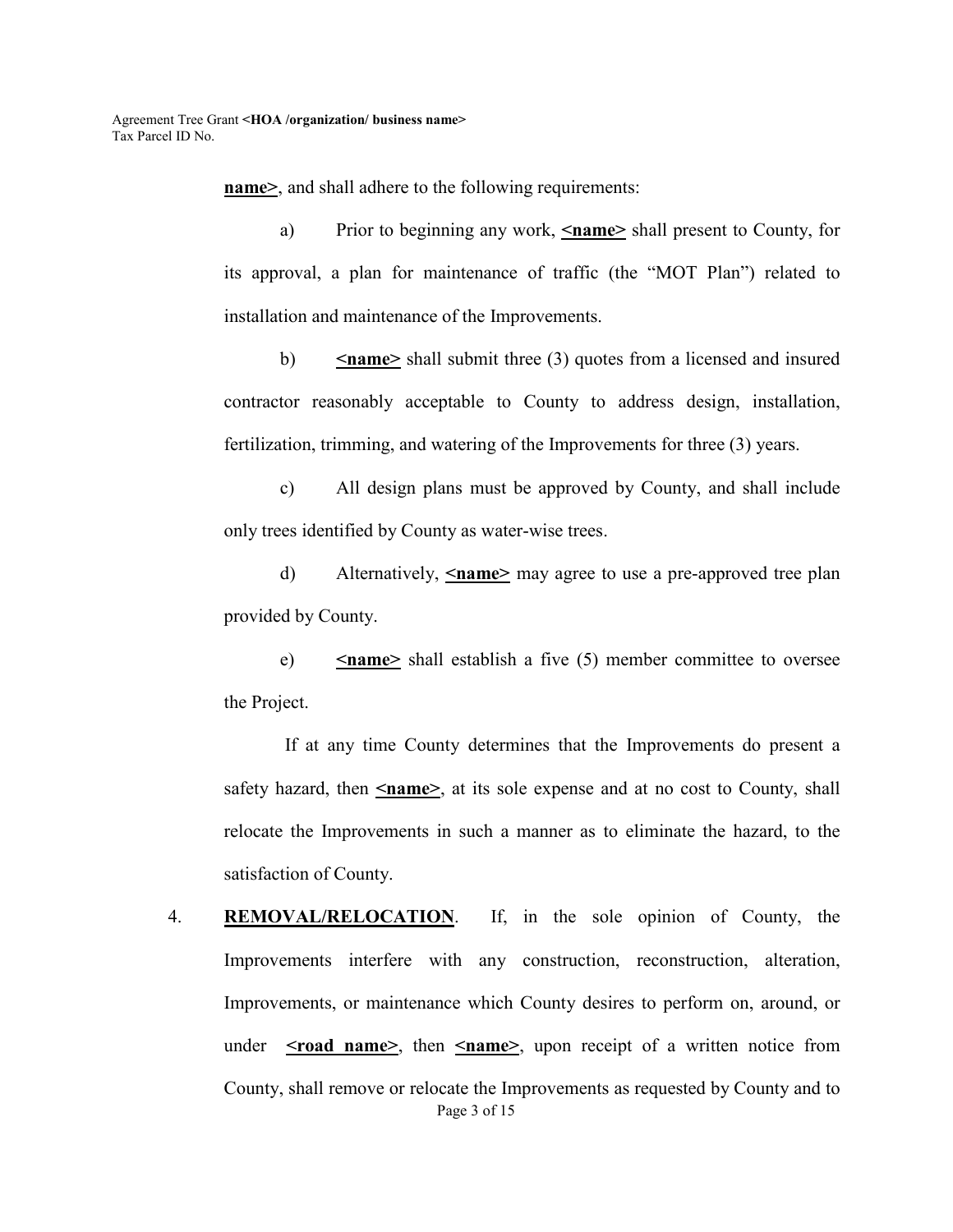**name>**, and shall adhere to the following requirements:

a) Prior to beginning any work, **<name>** shall present to County, for its approval, a plan for maintenance of traffic (the "MOT Plan") related to installation and maintenance of the Improvements.

b) **<name>** shall submit three (3) quotes from a licensed and insured contractor reasonably acceptable to County to address design, installation, fertilization, trimming, and watering of the Improvements for three (3) years.

c) All design plans must be approved by County, and shall include only trees identified by County as water-wise trees.

d) Alternatively, **<name>** may agree to use a pre-approved tree plan provided by County.

e) **<name>** shall establish a five (5) member committee to oversee the Project.

If at any time County determines that the Improvements do present a safety hazard, then **<name>**, at its sole expense and at no cost to County, shall relocate the Improvements in such a manner as to eliminate the hazard, to the satisfaction of County.

4. **REMOVAL/RELOCATION**. If, in the sole opinion of County, the Improvements interfere with any construction, reconstruction, alteration, Improvements, or maintenance which County desires to perform on, around, or under **<road name>**, then **<name>**, upon receipt of a written notice from County, shall remove or relocate the Improvements as requested by County and to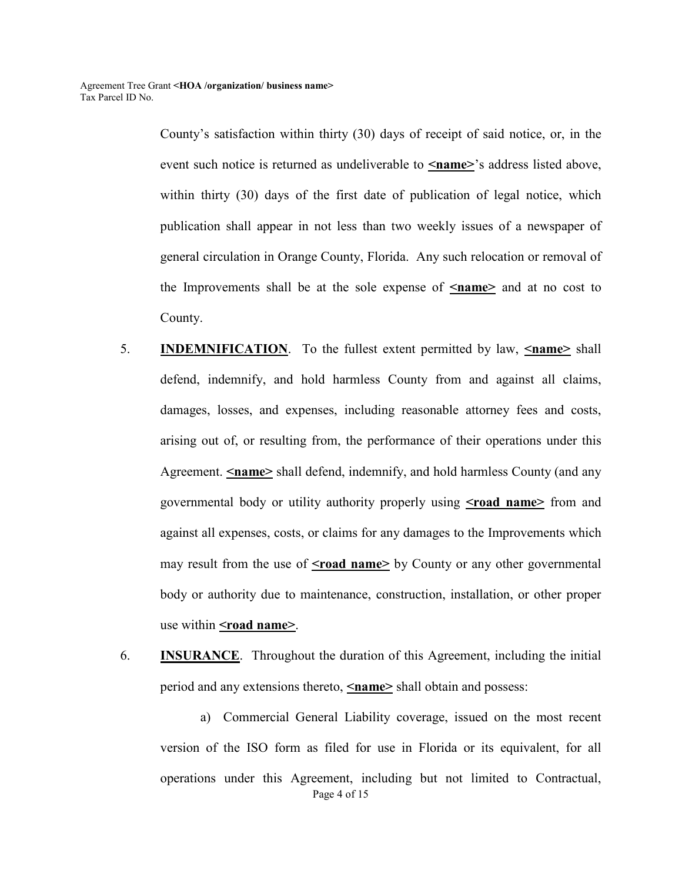County's satisfaction within thirty (30) days of receipt of said notice, or, in the event such notice is returned as undeliverable to **<name>**'s address listed above, within thirty (30) days of the first date of publication of legal notice, which publication shall appear in not less than two weekly issues of a newspaper of general circulation in Orange County, Florida. Any such relocation or removal of the Improvements shall be at the sole expense of **<name>** and at no cost to County.

5. **INDEMNIFICATION**. To the fullest extent permitted by law, **<name>** shall defend, indemnify, and hold harmless County from and against all claims, damages, losses, and expenses, including reasonable attorney fees and costs, arising out of, or resulting from, the performance of their operations under this Agreement. **<name>** shall defend, indemnify, and hold harmless County (and any governmental body or utility authority properly using **<road name>** from and against all expenses, costs, or claims for any damages to the Improvements which may result from the use of **<road name>** by County or any other governmental body or authority due to maintenance, construction, installation, or other proper use within **<road name>**.

6. **INSURANCE**. Throughout the duration of this Agreement, including the initial period and any extensions thereto, **<name>** shall obtain and possess:

   a) Commercial General Liability coverage, issued on the most recent version of the ISO form as filed for use in Florida or its equivalent, for all operations under this Agreement, including but not limited to Contractual,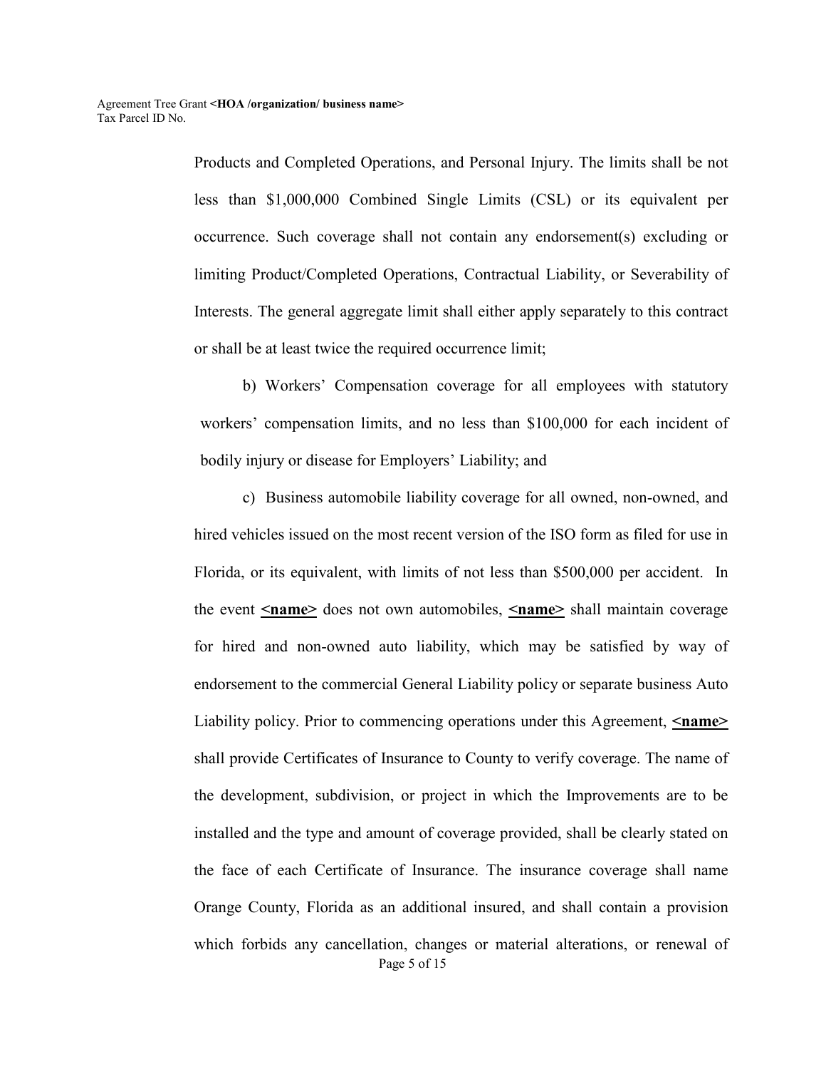Products and Completed Operations, and Personal Injury. The limits shall be not less than $1,000,000 Combined Single Limits (CSL) or its equivalent per occurrence. Such coverage shall not contain any endorsement(s) excluding or limiting Product/Completed Operations, Contractual Liability, or Severability of Interests. The general aggregate limit shall either apply separately to this contract or shall be at least twice the required occurrence limit;

b) Workers' Compensation coverage for all employees with statutory workers' compensation limits, and no less than $100,000 for each incident of bodily injury or disease for Employers' Liability; and

c) Business automobile liability coverage for all owned, non-owned, and hired vehicles issued on the most recent version of the ISO form as filed for use in Florida, or its equivalent, with limits of not less than $500,000 per accident. In the event **<name>** does not own automobiles, **<name>** shall maintain coverage for hired and non-owned auto liability, which may be satisfied by way of endorsement to the commercial General Liability policy or separate business Auto Liability policy. Prior to commencing operations under this Agreement, **<name>** shall provide Certificates of Insurance to County to verify coverage. The name of the development, subdivision, or project in which the Improvements are to be installed and the type and amount of coverage provided, shall be clearly stated on the face of each Certificate of Insurance. The insurance coverage shall name Orange County, Florida as an additional insured, and shall contain a provision which forbids any cancellation, changes or material alterations, or renewal of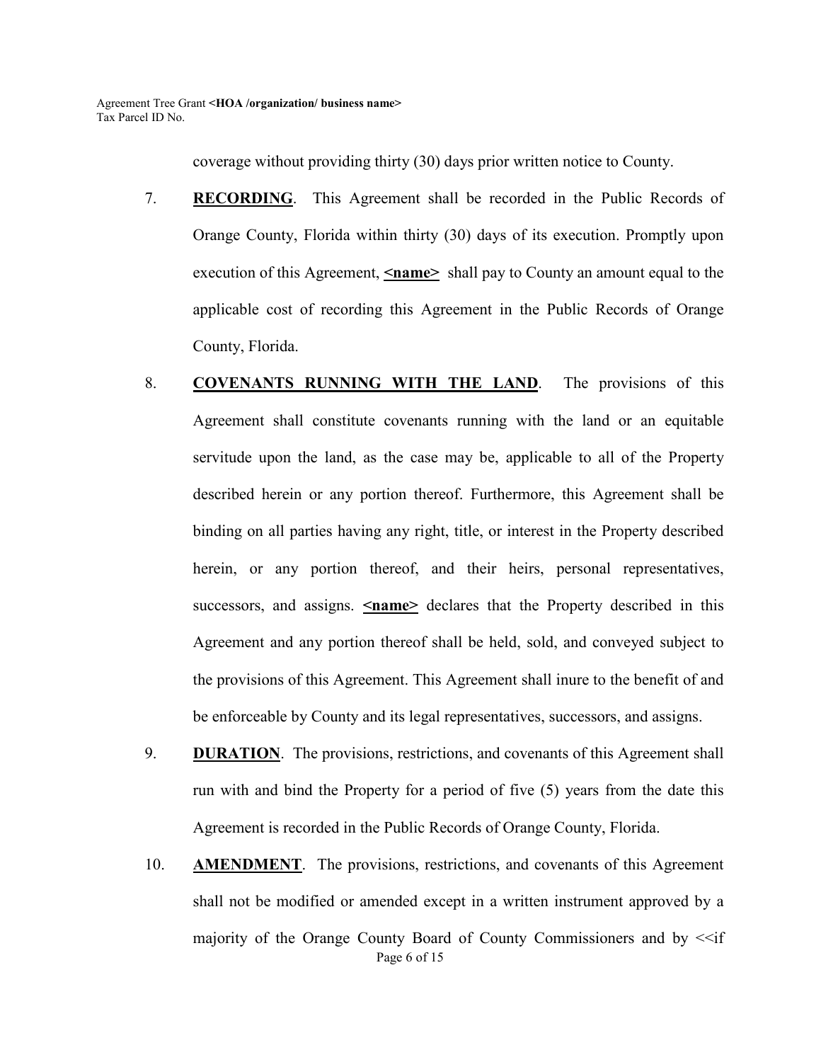coverage without providing thirty (30) days prior written notice to County.

7. **RECORDING**. This Agreement shall be recorded in the Public Records of Orange County, Florida within thirty (30) days of its execution. Promptly upon execution of this Agreement, **<name>** shall pay to County an amount equal to the applicable cost of recording this Agreement in the Public Records of Orange County, Florida.

8. **COVENANTS RUNNING WITH THE LAND**. The provisions of this Agreement shall constitute covenants running with the land or an equitable servitude upon the land, as the case may be, applicable to all of the Property described herein or any portion thereof. Furthermore, this Agreement shall be binding on all parties having any right, title, or interest in the Property described herein, or any portion thereof, and their heirs, personal representatives, successors, and assigns. **<name>** declares that the Property described in this Agreement and any portion thereof shall be held, sold, and conveyed subject to the provisions of this Agreement. This Agreement shall inure to the benefit of and be enforceable by County and its legal representatives, successors, and assigns.

9. **DURATION**. The provisions, restrictions, and covenants of this Agreement shall run with and bind the Property for a period of five (5) years from the date this Agreement is recorded in the Public Records of Orange County, Florida.

10. **AMENDMENT**. The provisions, restrictions, and covenants of this Agreement shall not be modified or amended except in a written instrument approved by a majority of the Orange County Board of County Commissioners and by <<if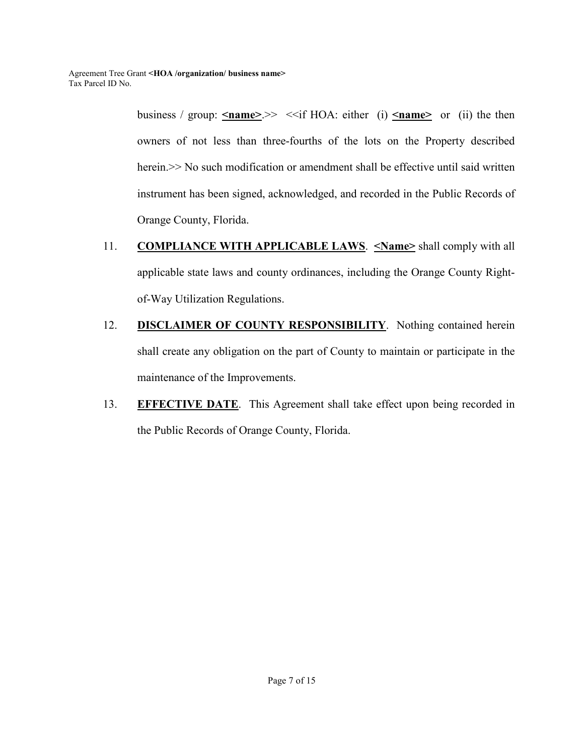business / group: **<u><name></u>**.>> <<if HOA: either (i) **<u><name></u>** or (ii) the then owners of not less than three-fourths of the lots on the Property described herein.>> No such modification or amendment shall be effective until said written instrument has been signed, acknowledged, and recorded in the Public Records of Orange County, Florida.

11. **<u>COMPLIANCE WITH APPLICABLE LAWS</u>**. **<u><Name></u>** shall comply with all applicable state laws and county ordinances, including the Orange County Right-of-Way Utilization Regulations.

12. **<u>DISCLAIMER OF COUNTY RESPONSIBILITY</u>**. Nothing contained herein shall create any obligation on the part of County to maintain or participate in the maintenance of the Improvements.

13. **<u>EFFECTIVE DATE</u>**. This Agreement shall take effect upon being recorded in the Public Records of Orange County, Florida.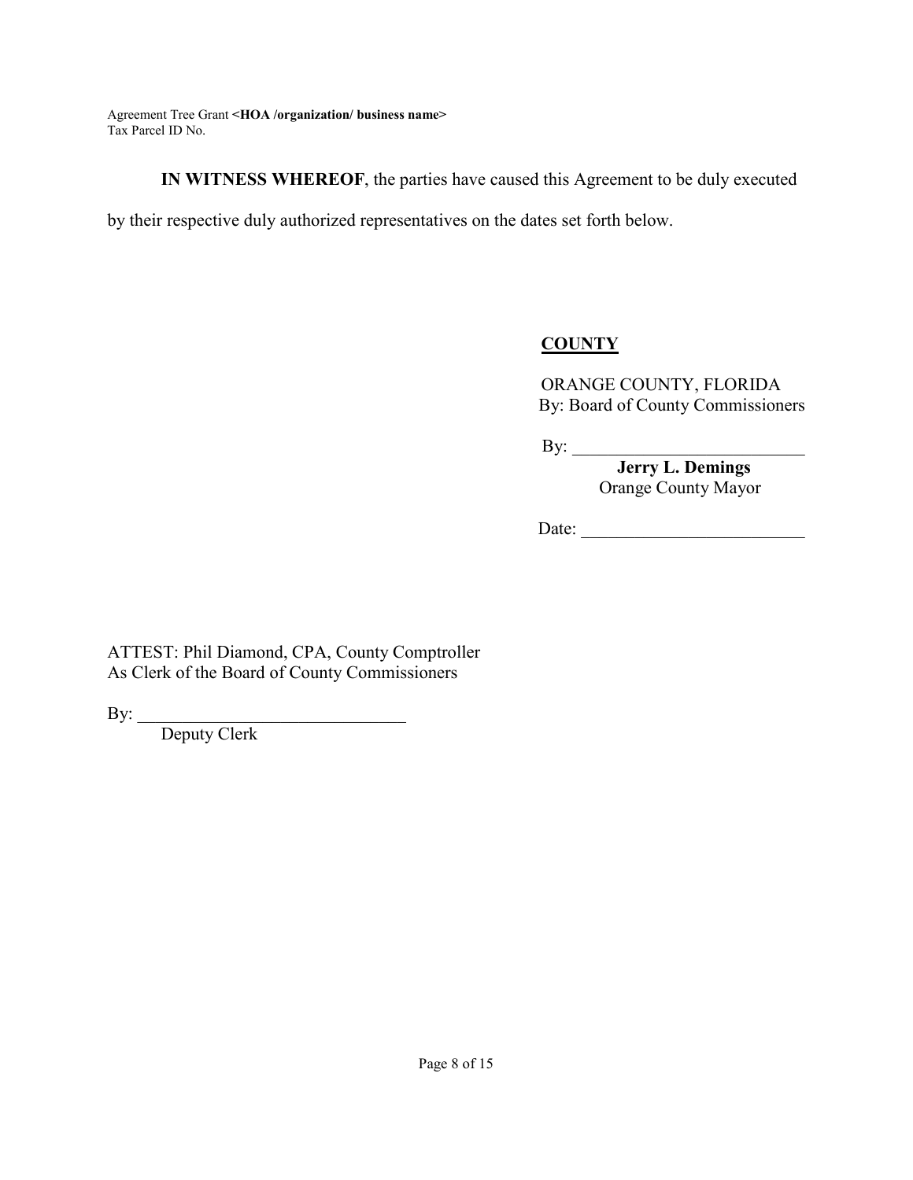**IN WITNESS WHEREOF**, the parties have caused this Agreement to be duly executed by their respective duly authorized representatives on the dates set forth below.

**<u>COUNTY</u>**

ORANGE COUNTY, FLORIDA
By: Board of County Commissioners

By: ___________________________
**Jerry L. Demings**
Orange County Mayor

Date: __________________________

ATTEST: Phil Diamond, CPA, County Comptroller
As Clerk of the Board of County Commissioners

By: _______________________________
Deputy Clerk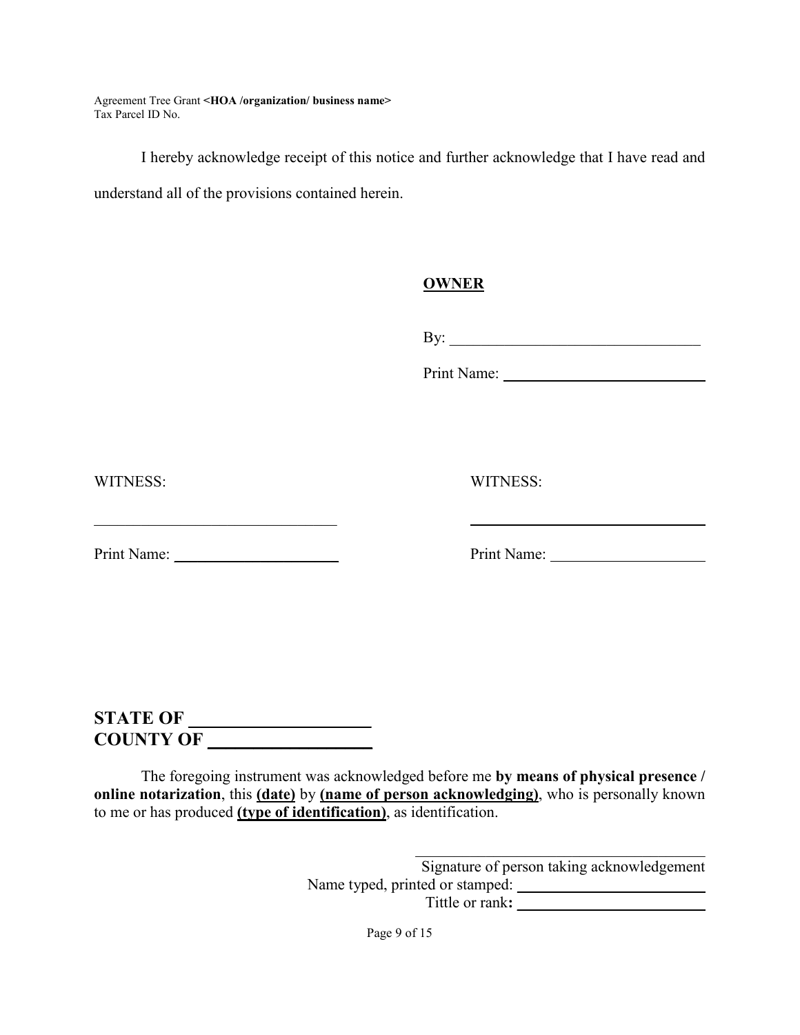I hereby acknowledge receipt of this notice and further acknowledge that I have read and understand all of the provisions contained herein.

**OWNER**

By: ________________________________

Print Name: __________________________

WITNESS:

______________________________

Print Name: ____________________

WITNESS:

______________________________

Print Name: ____________________

**STATE OF ____________________**
**COUNTY OF __________________**

The foregoing instrument was acknowledged before me **by means of physical presence / online notarization**, this **(date)** by **(name of person acknowledging)**, who is personally known to me or has produced **(type of identification)**, as identification.

______________________________________
Signature of person taking acknowledgement
Name typed, printed or stamped: ________________________
Tittle or rank**:** ________________________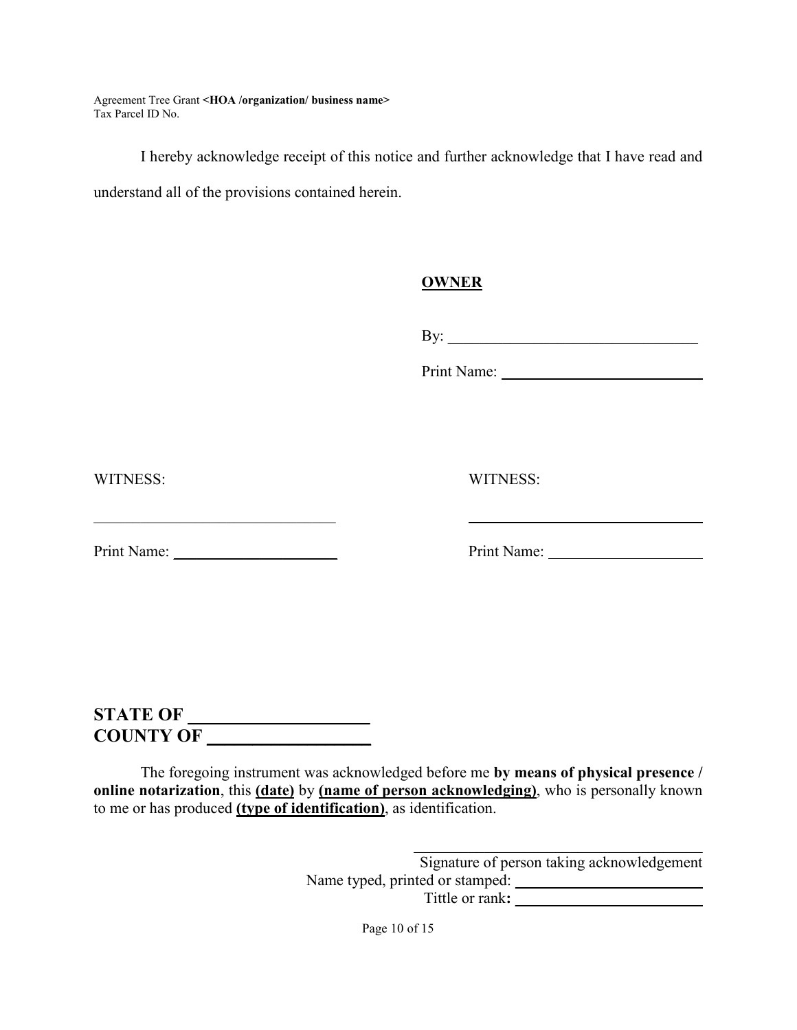I hereby acknowledge receipt of this notice and further acknowledge that I have read and understand all of the provisions contained herein.

**OWNER**

By: ________________________________

Print Name: __________________________

WITNESS: ______________________________

Print Name: ____________________

WITNESS: ______________________________

Print Name: ____________________

**STATE OF ____________________**
**COUNTY OF __________________**

The foregoing instrument was acknowledged before me **by means of physical presence / online notarization**, this **(date)** by **(name of person acknowledging)**, who is personally known to me or has produced **(type of identification)**, as identification.

______________________________________
Signature of person taking acknowledgement

Name typed, printed or stamped: ________________________

Tittle or rank**:** ________________________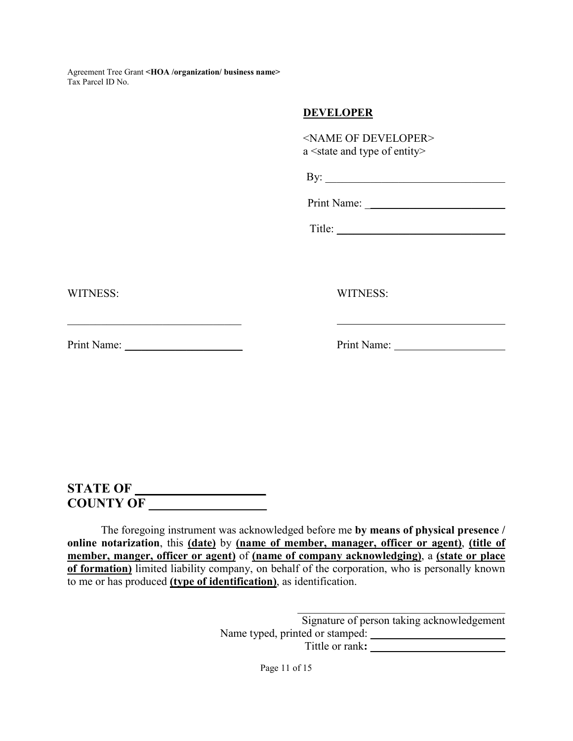Agreement Tree Grant **<HOA /organization/ business name>**
Tax Parcel ID No.

**DEVELOPER**

<NAME OF DEVELOPER>
a <state and type of entity>

By: ________________________________

Print Name: ________________________

Title: ______________________________

WITNESS:

______________________________

Print Name: ____________________

WITNESS:

______________________________

Print Name: ____________________

**STATE OF ____________________**
**COUNTY OF __________________**

The foregoing instrument was acknowledged before me **by means of physical presence / online notarization**, this **(date)** by **(name of member, manager, officer or agent)**, **(title of member, manger, officer or agent)** of **(name of company acknowledging)**, a **(state or place of formation)** limited liability company, on behalf of the corporation, who is personally known to me or has produced **(type of identification)**, as identification.

______________________________
Signature of person taking acknowledgement
Name typed, printed or stamped: ________________________
Tittle or rank**:** ________________________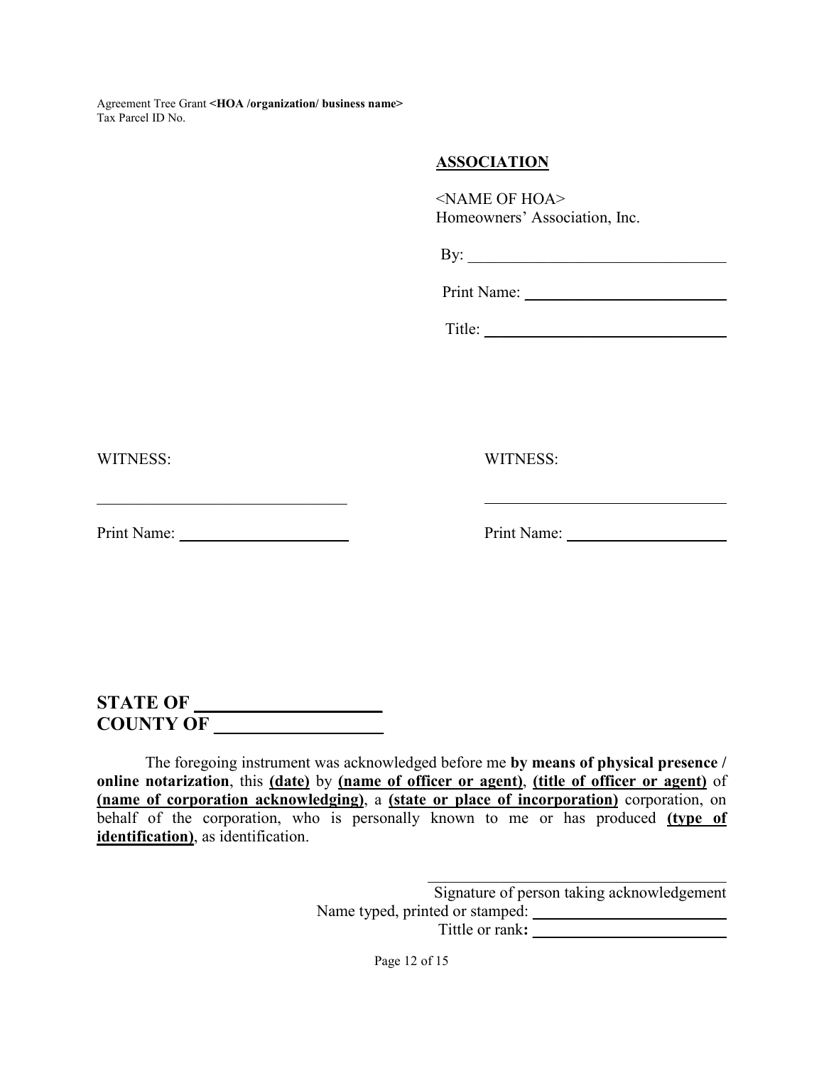Agreement Tree Grant **<HOA /organization/ business name>**
Tax Parcel ID No.

**ASSOCIATION**

<NAME OF HOA>
Homeowners' Association, Inc.

By: ______________________________

Print Name: ________________________

Title: ____________________________

WITNESS:

______________________________

Print Name: ____________________

WITNESS:

______________________________

Print Name: ____________________

**STATE OF ____________________**
**COUNTY OF __________________**

The foregoing instrument was acknowledged before me **by means of physical presence / online notarization**, this **(date)** by **(name of officer or agent)**, **(title of officer or agent)** of **(name of corporation acknowledging)**, a **(state or place of incorporation)** corporation, on behalf of the corporation, who is personally known to me or has produced **(type of identification)**, as identification.

______________________________
Signature of person taking acknowledgement
Name typed, printed or stamped: ______________________
Tittle or rank**:** ______________________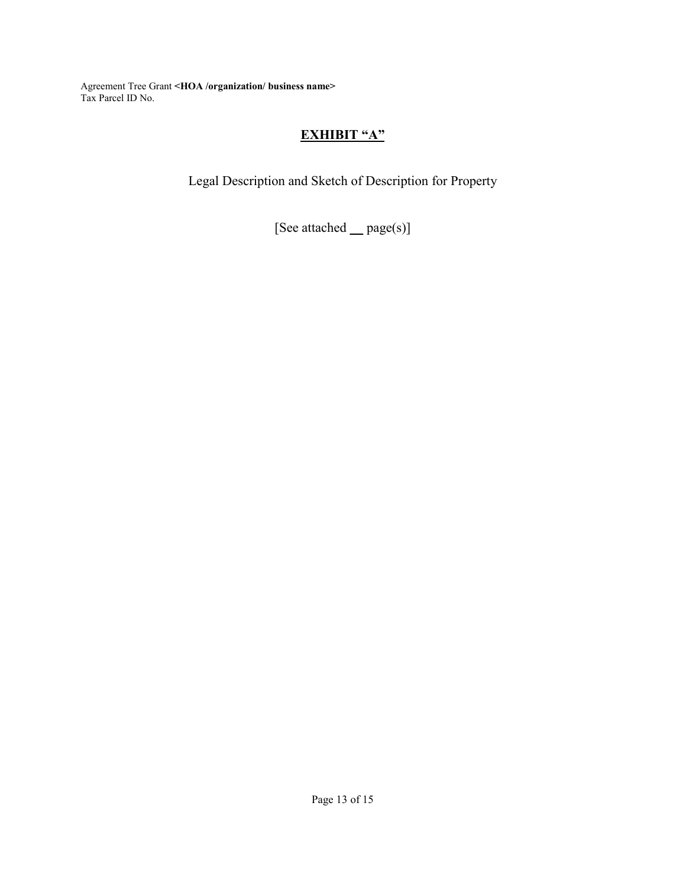# **EXHIBIT "A"**

Legal Description and Sketch of Description for Property

[See attached __ page(s)]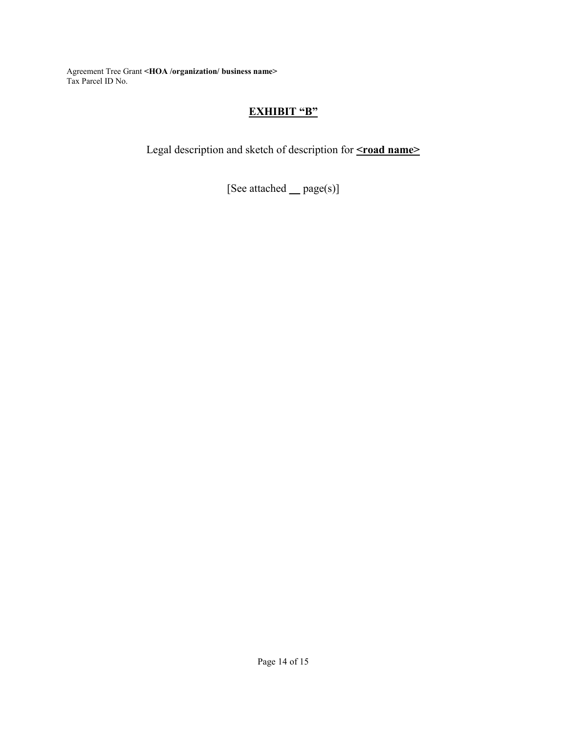Agreement Tree Grant **<HOA /organization/ business name>**
Tax Parcel ID No.

# EXHIBIT "B"

Legal description and sketch of description for **<road name>**

[See attached __ page(s)]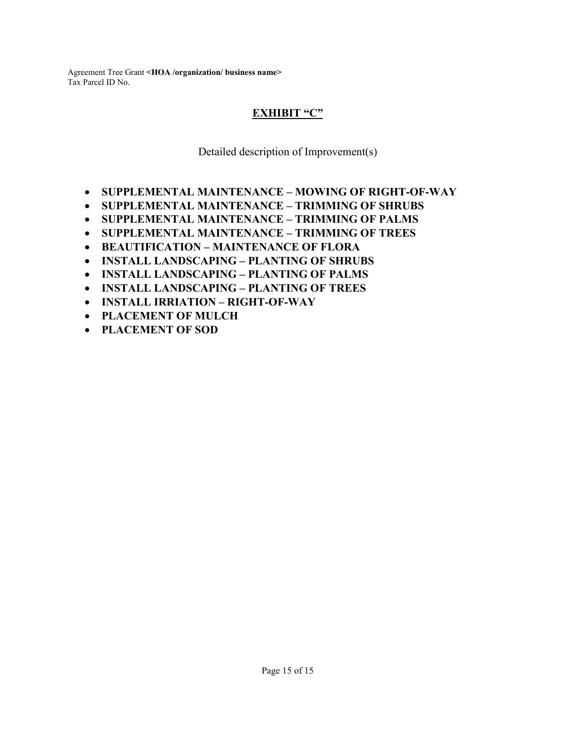Agreement Tree Grant **<HOA /organization/ business name>**
Tax Parcel ID No.

## EXHIBIT "C"

Detailed description of Improvement(s)

- **SUPPLEMENTAL MAINTENANCE – MOWING OF RIGHT-OF-WAY**
- **SUPPLEMENTAL MAINTENANCE – TRIMMING OF SHRUBS**
- **SUPPLEMENTAL MAINTENANCE – TRIMMING OF PALMS**
- **SUPPLEMENTAL MAINTENANCE – TRIMMING OF TREES**
- **BEAUTIFICATION – MAINTENANCE OF FLORA**
- **INSTALL LANDSCAPING – PLANTING OF SHRUBS**
- **INSTALL LANDSCAPING – PLANTING OF PALMS**
- **INSTALL LANDSCAPING – PLANTING OF TREES**
- **INSTALL IRRIATION – RIGHT-OF-WAY**
- **PLACEMENT OF MULCH**
- **PLACEMENT OF SOD**